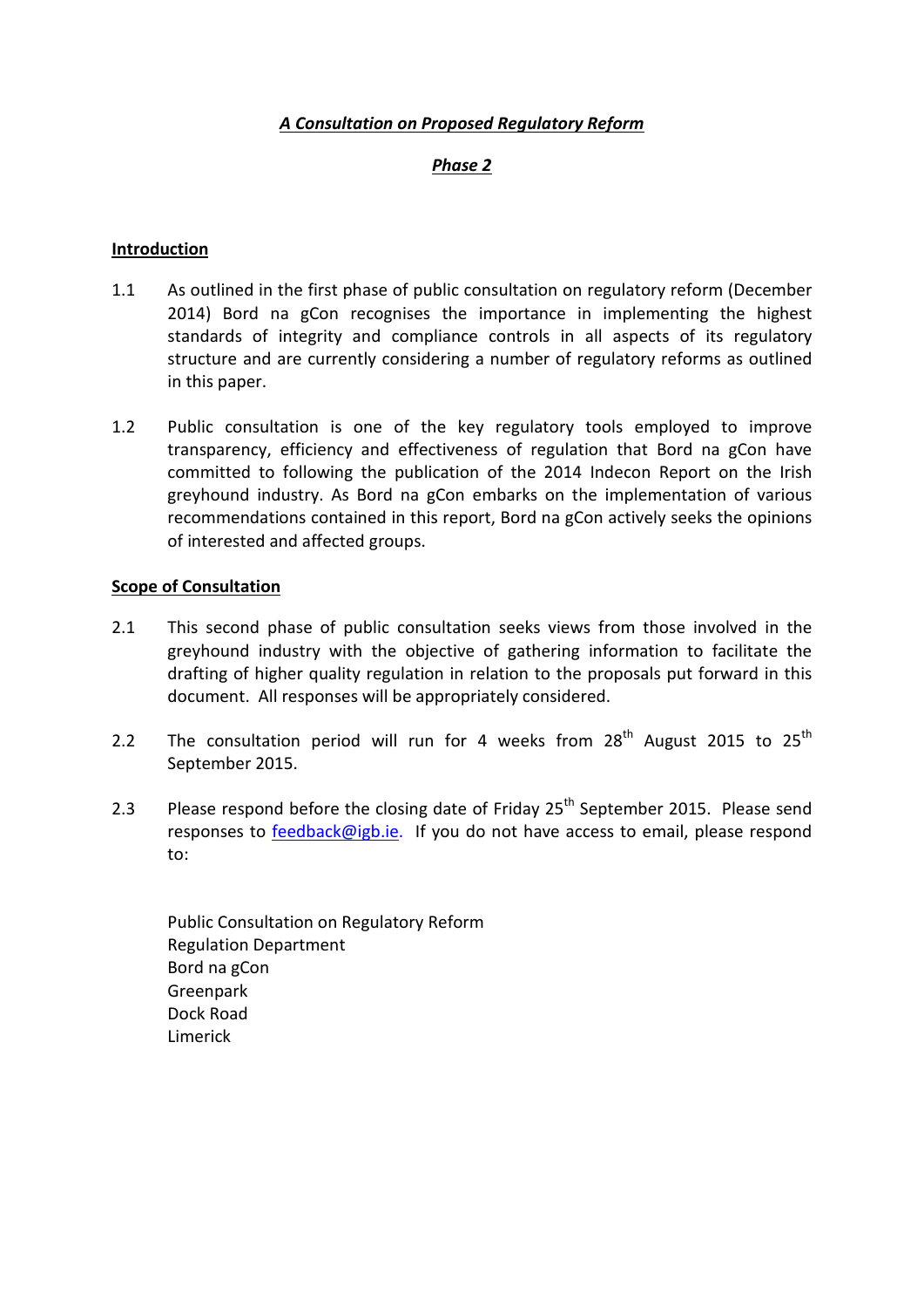# ***A Consultation on Proposed Regulatory Reform***

## ***Phase 2***

### Introduction

1.1 As outlined in the first phase of public consultation on regulatory reform (December 2014) Bord na gCon recognises the importance in implementing the highest standards of integrity and compliance controls in all aspects of its regulatory structure and are currently considering a number of regulatory reforms as outlined in this paper.

1.2 Public consultation is one of the key regulatory tools employed to improve transparency, efficiency and effectiveness of regulation that Bord na gCon have committed to following the publication of the 2014 Indecon Report on the Irish greyhound industry. As Bord na gCon embarks on the implementation of various recommendations contained in this report, Bord na gCon actively seeks the opinions of interested and affected groups.

### Scope of Consultation

2.1 This second phase of public consultation seeks views from those involved in the greyhound industry with the objective of gathering information to facilitate the drafting of higher quality regulation in relation to the proposals put forward in this document. All responses will be appropriately considered.

2.2 The consultation period will run for 4 weeks from 28th August 2015 to 25th September 2015.

2.3 Please respond before the closing date of Friday 25th September 2015. Please send responses to feedback@igb.ie. If you do not have access to email, please respond to:

Public Consultation on Regulatory Reform
Regulation Department
Bord na gCon
Greenpark
Dock Road
Limerick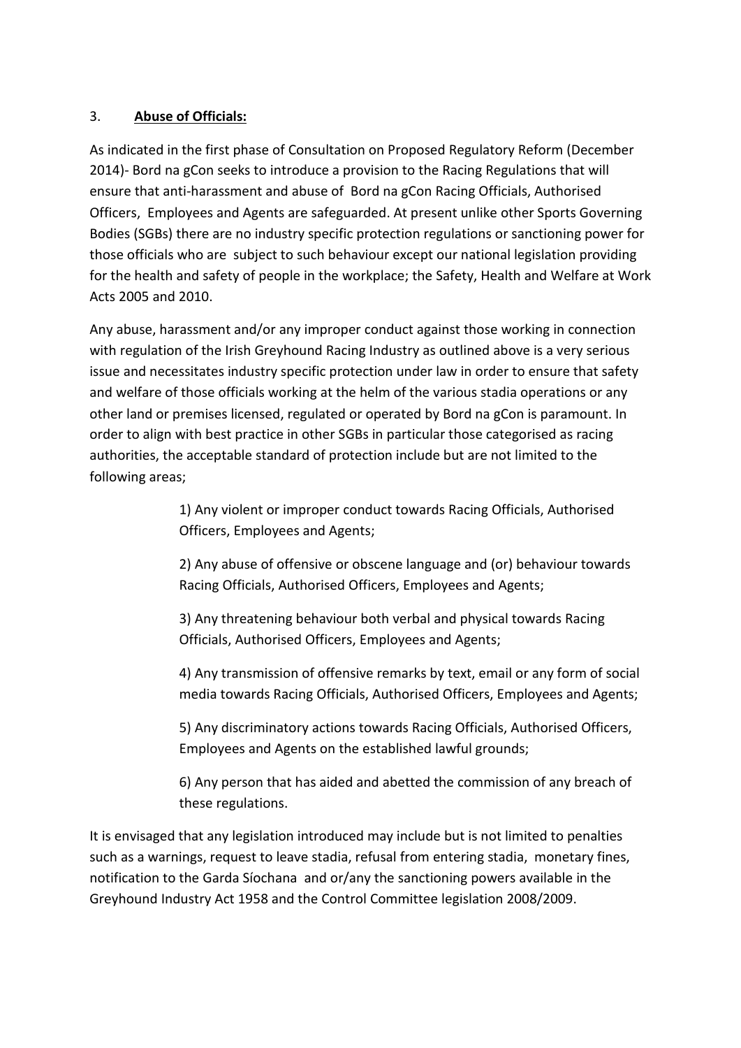3. **<u>Abuse of Officials:</u>**

As indicated in the first phase of Consultation on Proposed Regulatory Reform (December 2014)- Bord na gCon seeks to introduce a provision to the Racing Regulations that will ensure that anti-harassment and abuse of Bord na gCon Racing Officials, Authorised Officers, Employees and Agents are safeguarded. At present unlike other Sports Governing Bodies (SGBs) there are no industry specific protection regulations or sanctioning power for those officials who are subject to such behaviour except our national legislation providing for the health and safety of people in the workplace; the Safety, Health and Welfare at Work Acts 2005 and 2010.

Any abuse, harassment and/or any improper conduct against those working in connection with regulation of the Irish Greyhound Racing Industry as outlined above is a very serious issue and necessitates industry specific protection under law in order to ensure that safety and welfare of those officials working at the helm of the various stadia operations or any other land or premises licensed, regulated or operated by Bord na gCon is paramount. In order to align with best practice in other SGBs in particular those categorised as racing authorities, the acceptable standard of protection include but are not limited to the following areas;

1) Any violent or improper conduct towards Racing Officials, Authorised Officers, Employees and Agents;

2) Any abuse of offensive or obscene language and (or) behaviour towards Racing Officials, Authorised Officers, Employees and Agents;

3) Any threatening behaviour both verbal and physical towards Racing Officials, Authorised Officers, Employees and Agents;

4) Any transmission of offensive remarks by text, email or any form of social media towards Racing Officials, Authorised Officers, Employees and Agents;

5) Any discriminatory actions towards Racing Officials, Authorised Officers, Employees and Agents on the established lawful grounds;

6) Any person that has aided and abetted the commission of any breach of these regulations.

It is envisaged that any legislation introduced may include but is not limited to penalties such as a warnings, request to leave stadia, refusal from entering stadia, monetary fines, notification to the Garda Síochana and or/any the sanctioning powers available in the Greyhound Industry Act 1958 and the Control Committee legislation 2008/2009.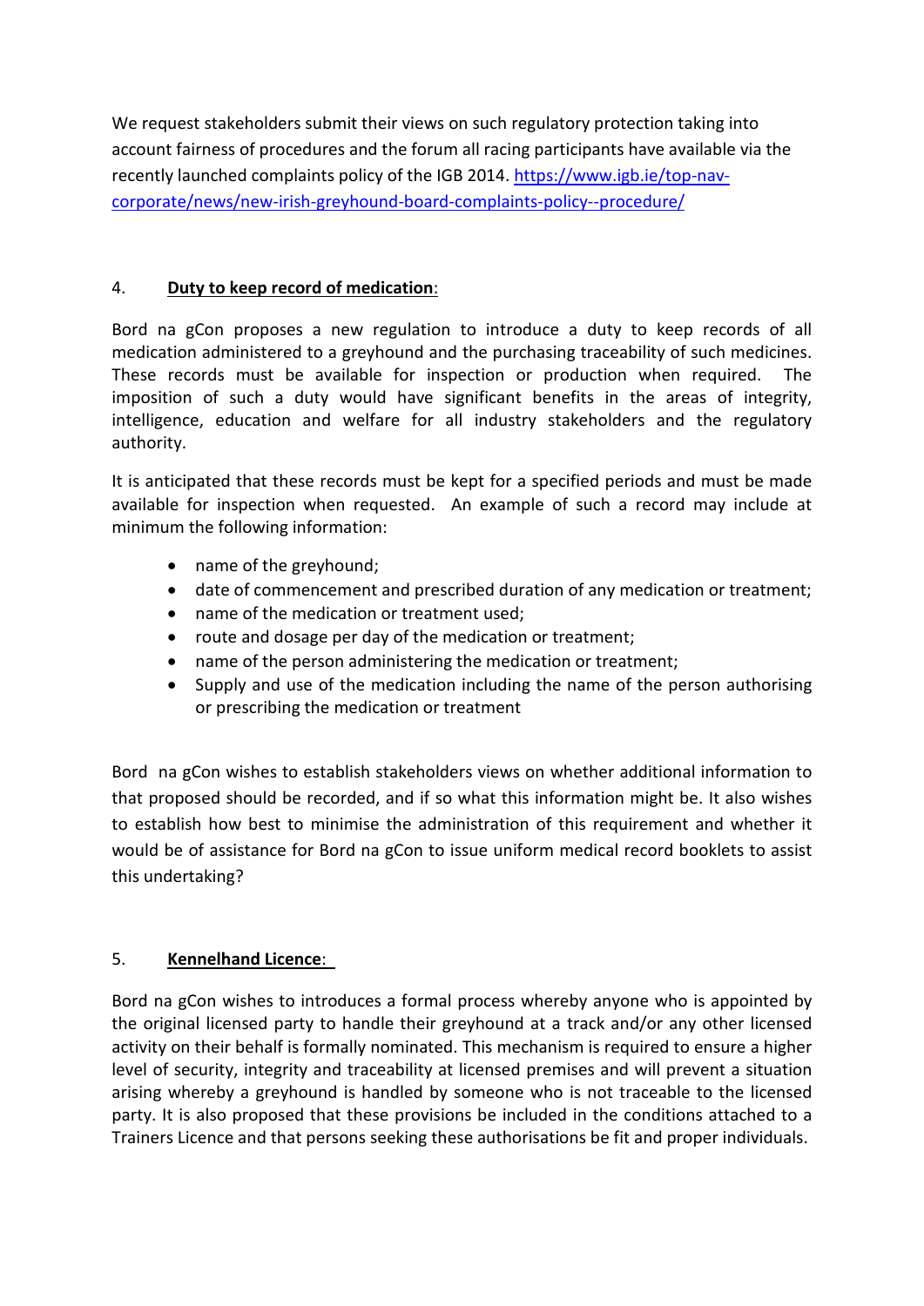We request stakeholders submit their views on such regulatory protection taking into account fairness of procedures and the forum all racing participants have available via the recently launched complaints policy of the IGB 2014. [https://www.igb.ie/top-nav-corporate/news/new-irish-greyhound-board-complaints-policy--procedure/](https://www.igb.ie/top-nav-corporate/news/new-irish-greyhound-board-complaints-policy--procedure/)

4. **Duty to keep record of medication**:

Bord na gCon proposes a new regulation to introduce a duty to keep records of all medication administered to a greyhound and the purchasing traceability of such medicines. These records must be available for inspection or production when required. The imposition of such a duty would have significant benefits in the areas of integrity, intelligence, education and welfare for all industry stakeholders and the regulatory authority.

It is anticipated that these records must be kept for a specified periods and must be made available for inspection when requested. An example of such a record may include at minimum the following information:

- name of the greyhound;
- date of commencement and prescribed duration of any medication or treatment;
- name of the medication or treatment used;
- route and dosage per day of the medication or treatment;
- name of the person administering the medication or treatment;
- Supply and use of the medication including the name of the person authorising or prescribing the medication or treatment

Bord na gCon wishes to establish stakeholders views on whether additional information to that proposed should be recorded, and if so what this information might be. It also wishes to establish how best to minimise the administration of this requirement and whether it would be of assistance for Bord na gCon to issue uniform medical record booklets to assist this undertaking?

5. **Kennelhand Licence**:

Bord na gCon wishes to introduces a formal process whereby anyone who is appointed by the original licensed party to handle their greyhound at a track and/or any other licensed activity on their behalf is formally nominated. This mechanism is required to ensure a higher level of security, integrity and traceability at licensed premises and will prevent a situation arising whereby a greyhound is handled by someone who is not traceable to the licensed party. It is also proposed that these provisions be included in the conditions attached to a Trainers Licence and that persons seeking these authorisations be fit and proper individuals.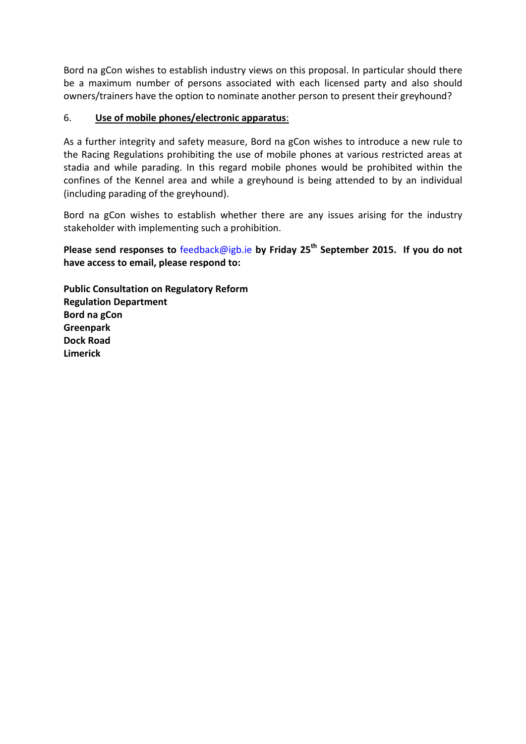Bord na gCon wishes to establish industry views on this proposal. In particular should there be a maximum number of persons associated with each licensed party and also should owners/trainers have the option to nominate another person to present their greyhound?

6. **Use of mobile phones/electronic apparatus**:

As a further integrity and safety measure, Bord na gCon wishes to introduce a new rule to the Racing Regulations prohibiting the use of mobile phones at various restricted areas at stadia and while parading. In this regard mobile phones would be prohibited within the confines of the Kennel area and while a greyhound is being attended to by an individual (including parading of the greyhound).

Bord na gCon wishes to establish whether there are any issues arising for the industry stakeholder with implementing such a prohibition.

**Please send responses to** feedback@igb.ie **by Friday 25th September 2015. If you do not have access to email, please respond to:**

**Public Consultation on Regulatory Reform**
**Regulation Department**
**Bord na gCon**
**Greenpark**
**Dock Road**
**Limerick**